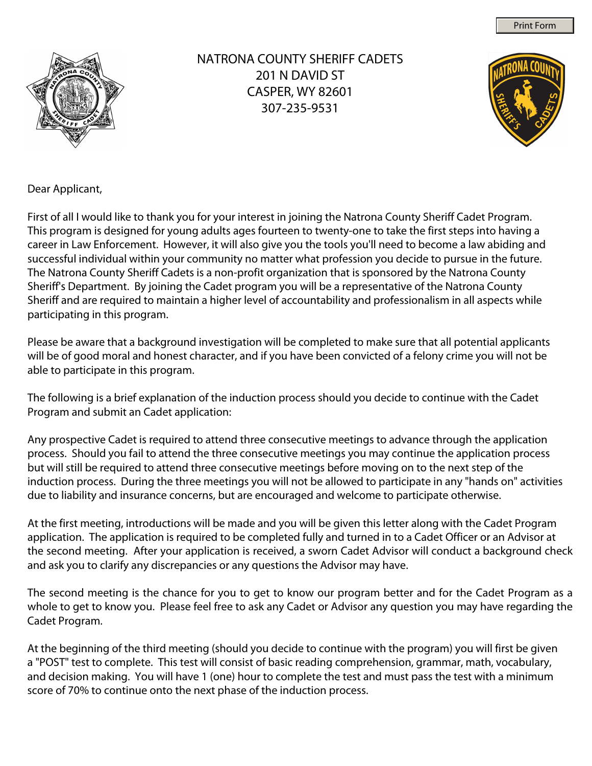# NATRONA COUNTY SHERIFF CADETS

201 N DAVID ST
CASPER, WY 82601
307-235-9531

Dear Applicant,

First of all I would like to thank you for your interest in joining the Natrona County Sheriff Cadet Program. This program is designed for young adults ages fourteen to twenty-one to take the first steps into having a career in Law Enforcement. However, it will also give you the tools you'll need to become a law abiding and successful individual within your community no matter what profession you decide to pursue in the future. The Natrona County Sheriff Cadets is a non-profit organization that is sponsored by the Natrona County Sheriff's Department. By joining the Cadet program you will be a representative of the Natrona County Sheriff and are required to maintain a higher level of accountability and professionalism in all aspects while participating in this program.

Please be aware that a background investigation will be completed to make sure that all potential applicants will be of good moral and honest character, and if you have been convicted of a felony crime you will not be able to participate in this program.

The following is a brief explanation of the induction process should you decide to continue with the Cadet Program and submit an Cadet application:

Any prospective Cadet is required to attend three consecutive meetings to advance through the application process. Should you fail to attend the three consecutive meetings you may continue the application process but will still be required to attend three consecutive meetings before moving on to the next step of the induction process. During the three meetings you will not be allowed to participate in any "hands on" activities due to liability and insurance concerns, but are encouraged and welcome to participate otherwise.

At the first meeting, introductions will be made and you will be given this letter along with the Cadet Program application. The application is required to be completed fully and turned in to a Cadet Officer or an Advisor at the second meeting. After your application is received, a sworn Cadet Advisor will conduct a background check and ask you to clarify any discrepancies or any questions the Advisor may have.

The second meeting is the chance for you to get to know our program better and for the Cadet Program as a whole to get to know you. Please feel free to ask any Cadet or Advisor any question you may have regarding the Cadet Program.

At the beginning of the third meeting (should you decide to continue with the program) you will first be given a "POST" test to complete. This test will consist of basic reading comprehension, grammar, math, vocabulary, and decision making. You will have 1 (one) hour to complete the test and must pass the test with a minimum score of 70% to continue onto the next phase of the induction process.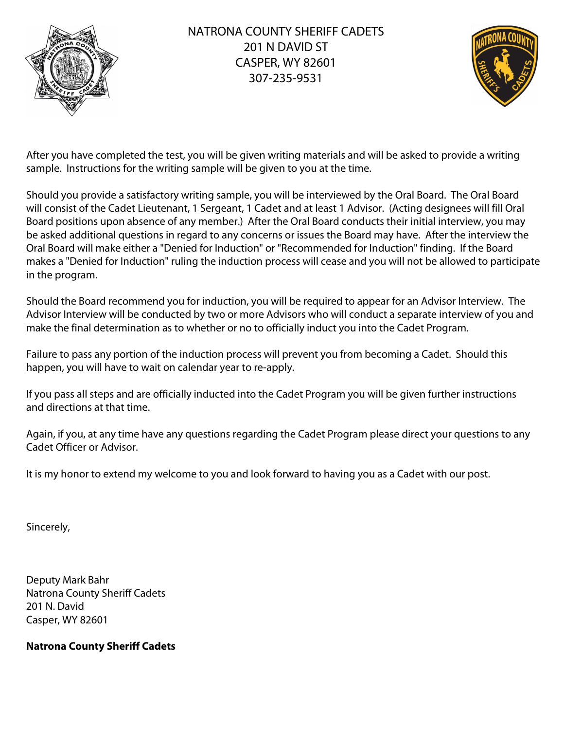NATRONA COUNTY SHERIFF CADETS
201 N DAVID ST
CASPER, WY 82601
307-235-9531

After you have completed the test, you will be given writing materials and will be asked to provide a writing sample. Instructions for the writing sample will be given to you at the time.

Should you provide a satisfactory writing sample, you will be interviewed by the Oral Board. The Oral Board will consist of the Cadet Lieutenant, 1 Sergeant, 1 Cadet and at least 1 Advisor. (Acting designees will fill Oral Board positions upon absence of any member.) After the Oral Board conducts their initial interview, you may be asked additional questions in regard to any concerns or issues the Board may have. After the interview the Oral Board will make either a "Denied for Induction" or "Recommended for Induction" finding. If the Board makes a "Denied for Induction" ruling the induction process will cease and you will not be allowed to participate in the program.

Should the Board recommend you for induction, you will be required to appear for an Advisor Interview. The Advisor Interview will be conducted by two or more Advisors who will conduct a separate interview of you and make the final determination as to whether or no to officially induct you into the Cadet Program.

Failure to pass any portion of the induction process will prevent you from becoming a Cadet. Should this happen, you will have to wait on calendar year to re-apply.

If you pass all steps and are officially inducted into the Cadet Program you will be given further instructions and directions at that time.

Again, if you, at any time have any questions regarding the Cadet Program please direct your questions to any Cadet Officer or Advisor.

It is my honor to extend my welcome to you and look forward to having you as a Cadet with our post.

Sincerely,

Deputy Mark Bahr
Natrona County Sheriff Cadets
201 N. David
Casper, WY 82601

**Natrona County Sheriff Cadets**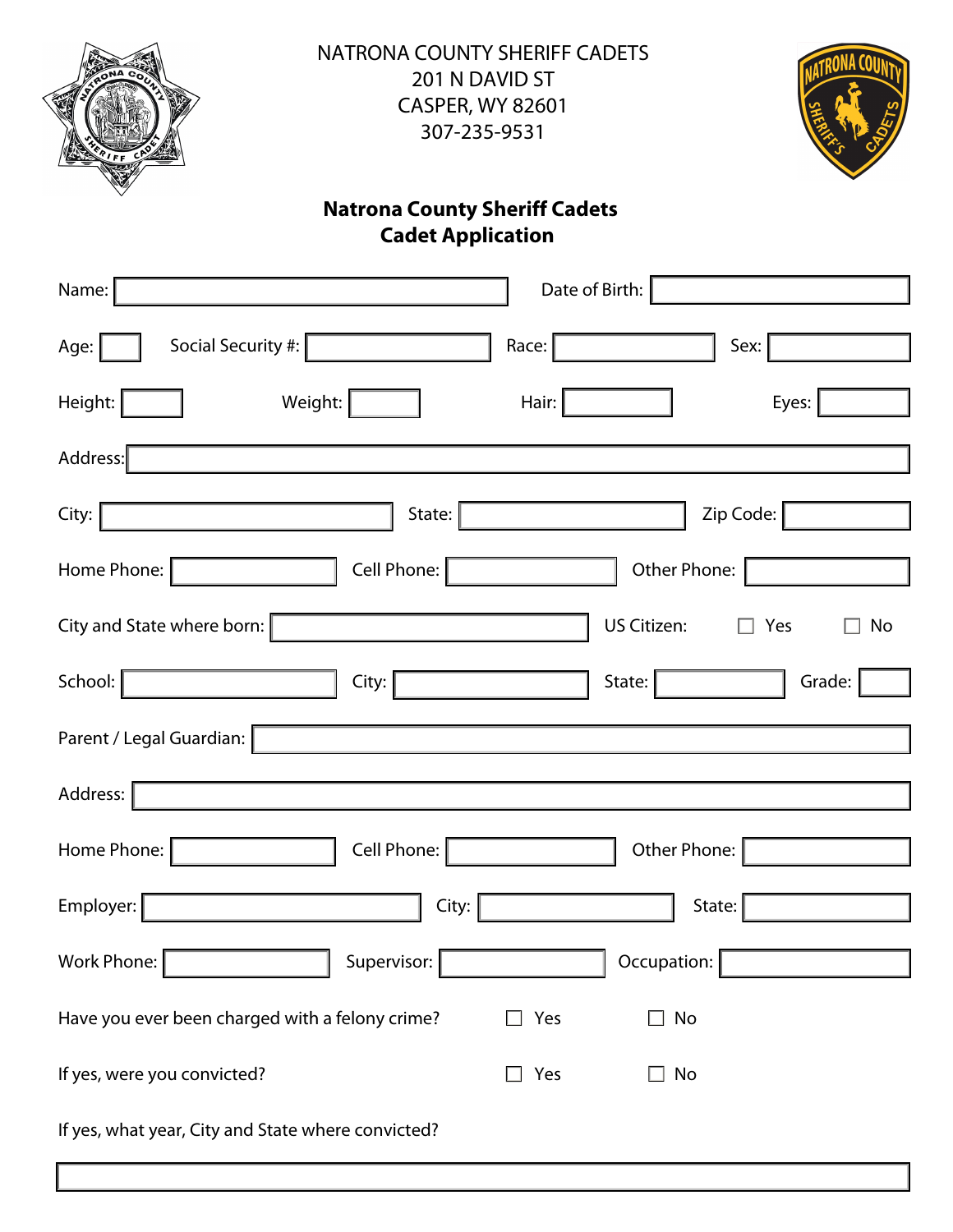NATRONA COUNTY SHERIFF CADETS
201 N DAVID ST
CASPER, WY 82601
307-235-9531

## Natrona County Sheriff Cadets
## Cadet Application

Name: ____________________ Date of Birth: ____________________

Age: ____ Social Security #: ____________________ Race: ____________________ Sex: ____________________

Height: ____ Weight: ____ Hair: ____________ Eyes: ____________

Address: ______________________________________________________________

City: ____________________ State: ____________________ Zip Code: ____________

Home Phone: ____________ Cell Phone: ____________ Other Phone: ____________

City and State where born: ____________________ US Citizen: ☐ Yes ☐ No

School: ____________ City: ____________ State: ____________ Grade: ____

Parent / Legal Guardian: ______________________________________________________________

Address: ______________________________________________________________

Home Phone: ____________ Cell Phone: ____________ Other Phone: ____________

Employer: ____________________ City: ____________ State: ____________

Work Phone: ____________ Supervisor: ____________ Occupation: ____________

Have you ever been charged with a felony crime? ☐ Yes ☐ No

If yes, were you convicted? ☐ Yes ☐ No

If yes, what year, City and State where convicted?

______________________________________________________________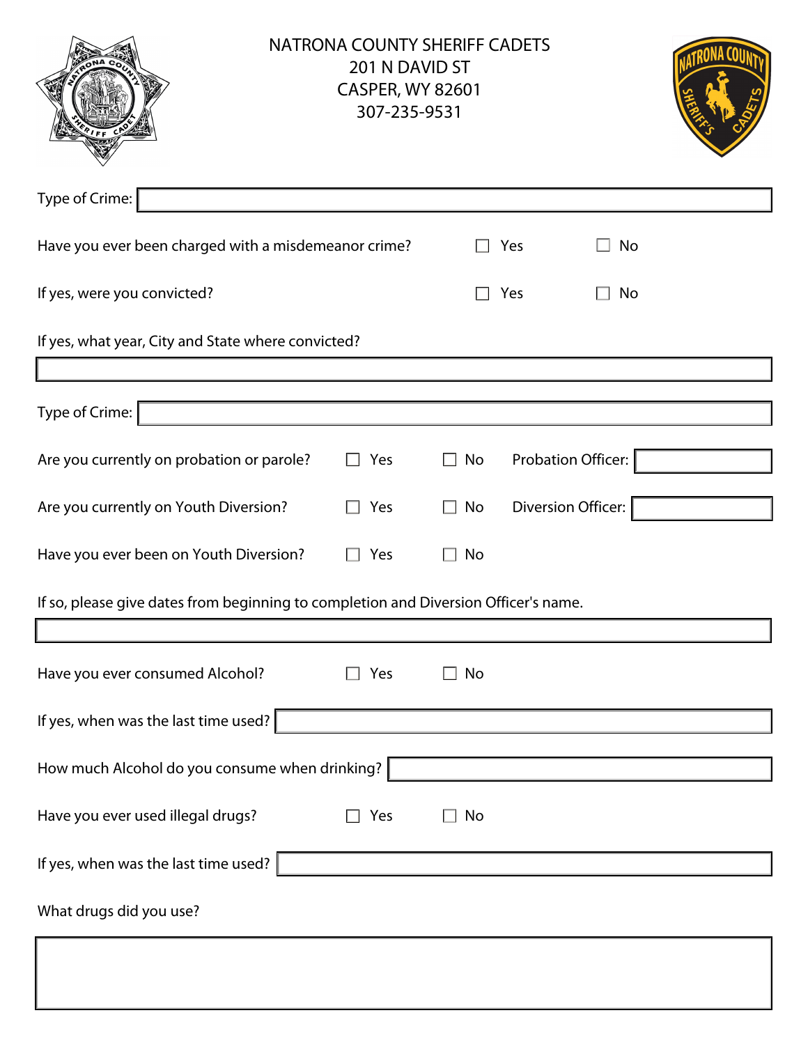NATRONA COUNTY SHERIFF CADETS
201 N DAVID ST
CASPER, WY 82601
307-235-9531

Type of Crime: ____________________

Have you ever been charged with a misdemeanor crime? ☐ Yes ☐ No

If yes, were you convicted? ☐ Yes ☐ No

If yes, what year, City and State where convicted?

____________________

Type of Crime: ____________________

Are you currently on probation or parole? ☐ Yes ☐ No Probation Officer: ____________________

Are you currently on Youth Diversion? ☐ Yes ☐ No Diversion Officer: ____________________

Have you ever been on Youth Diversion? ☐ Yes ☐ No

If so, please give dates from beginning to completion and Diversion Officer's name.

____________________

Have you ever consumed Alcohol? ☐ Yes ☐ No

If yes, when was the last time used? ____________________

How much Alcohol do you consume when drinking? ____________________

Have you ever used illegal drugs? ☐ Yes ☐ No

If yes, when was the last time used? ____________________

What drugs did you use?

____________________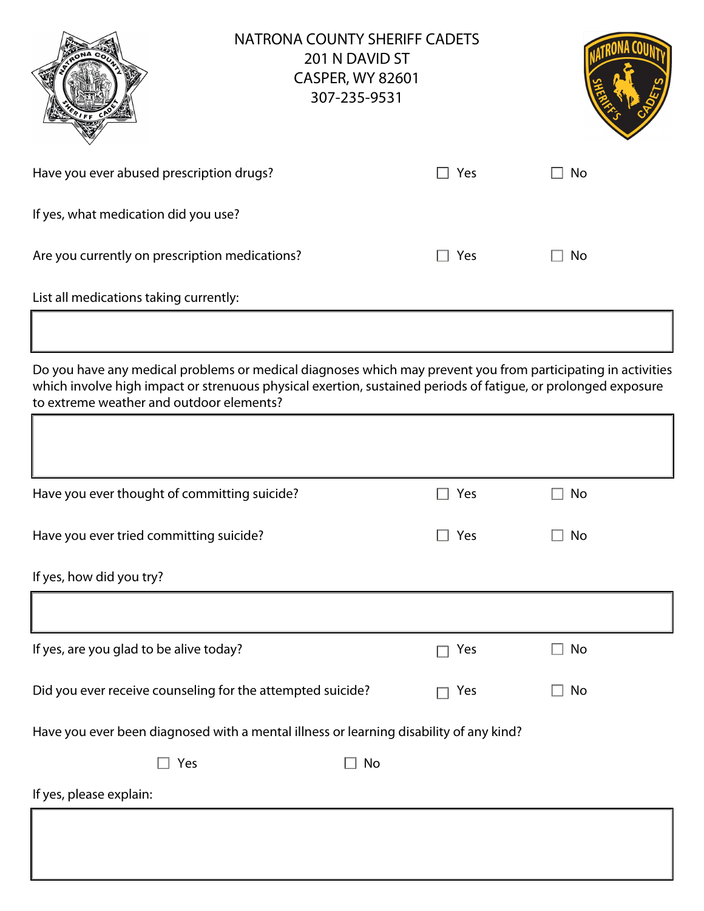NATRONA COUNTY SHERIFF CADETS
201 N DAVID ST
CASPER, WY 82601
307-235-9531

Have you ever abused prescription drugs? ☐ Yes ☐ No

If yes, what medication did you use?

Are you currently on prescription medications? ☐ Yes ☐ No

List all medications taking currently:

Do you have any medical problems or medical diagnoses which may prevent you from participating in activities which involve high impact or strenuous physical exertion, sustained periods of fatigue, or prolonged exposure to extreme weather and outdoor elements?

Have you ever thought of committing suicide? ☐ Yes ☐ No

Have you ever tried committing suicide? ☐ Yes ☐ No

If yes, how did you try?

If yes, are you glad to be alive today? ☐ Yes ☐ No

Did you ever receive counseling for the attempted suicide? ☐ Yes ☐ No

Have you ever been diagnosed with a mental illness or learning disability of any kind?

☐ Yes ☐ No

If yes, please explain: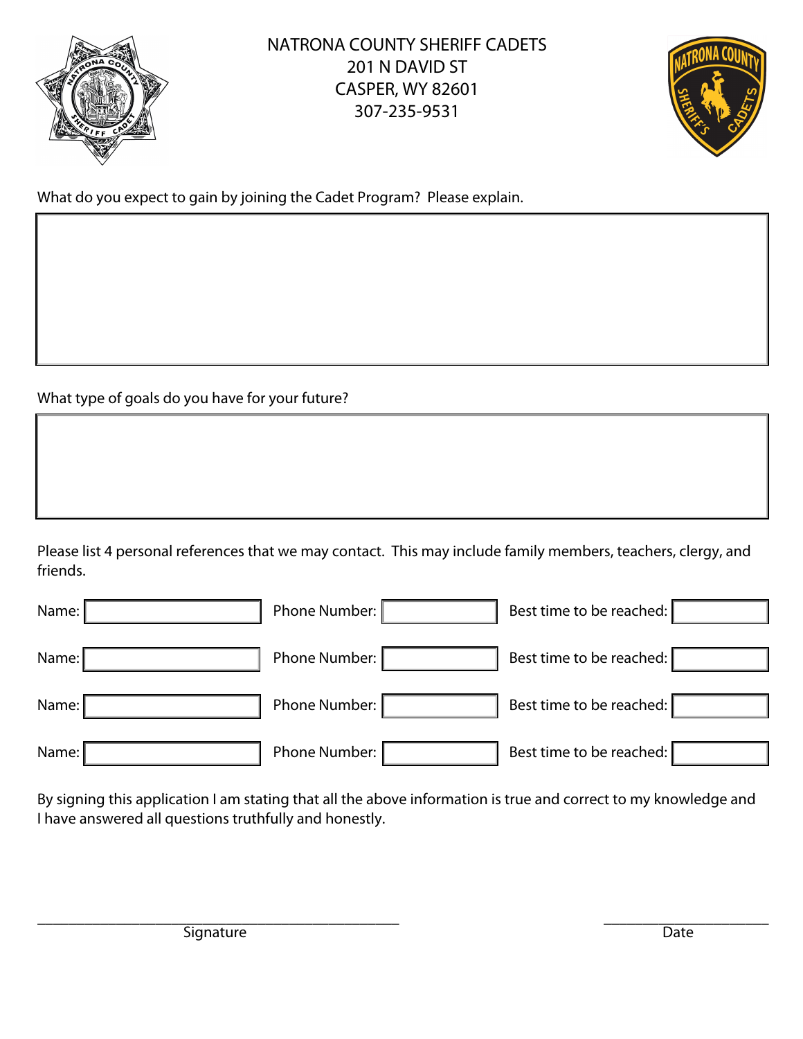NATRONA COUNTY SHERIFF CADETS
201 N DAVID ST
CASPER, WY 82601
307-235-9531

What do you expect to gain by joining the Cadet Program? Please explain.

What type of goals do you have for your future?

Please list 4 personal references that we may contact. This may include family members, teachers, clergy, and friends.

| Name: | Phone Number: | Best time to be reached: |
|---|---|---|
| | | |
| | | |
| | | |
| | | |

By signing this application I am stating that all the above information is true and correct to my knowledge and I have answered all questions truthfully and honestly.

\_\_\_\_\_\_\_\_\_\_\_\_\_\_\_\_\_\_\_\_\_\_\_\_\_\_\_\_\_\_\_\_\_\_\_\_\_\_\_\_
Signature

\_\_\_\_\_\_\_\_\_\_\_\_\_\_\_\_\_\_\_\_
Date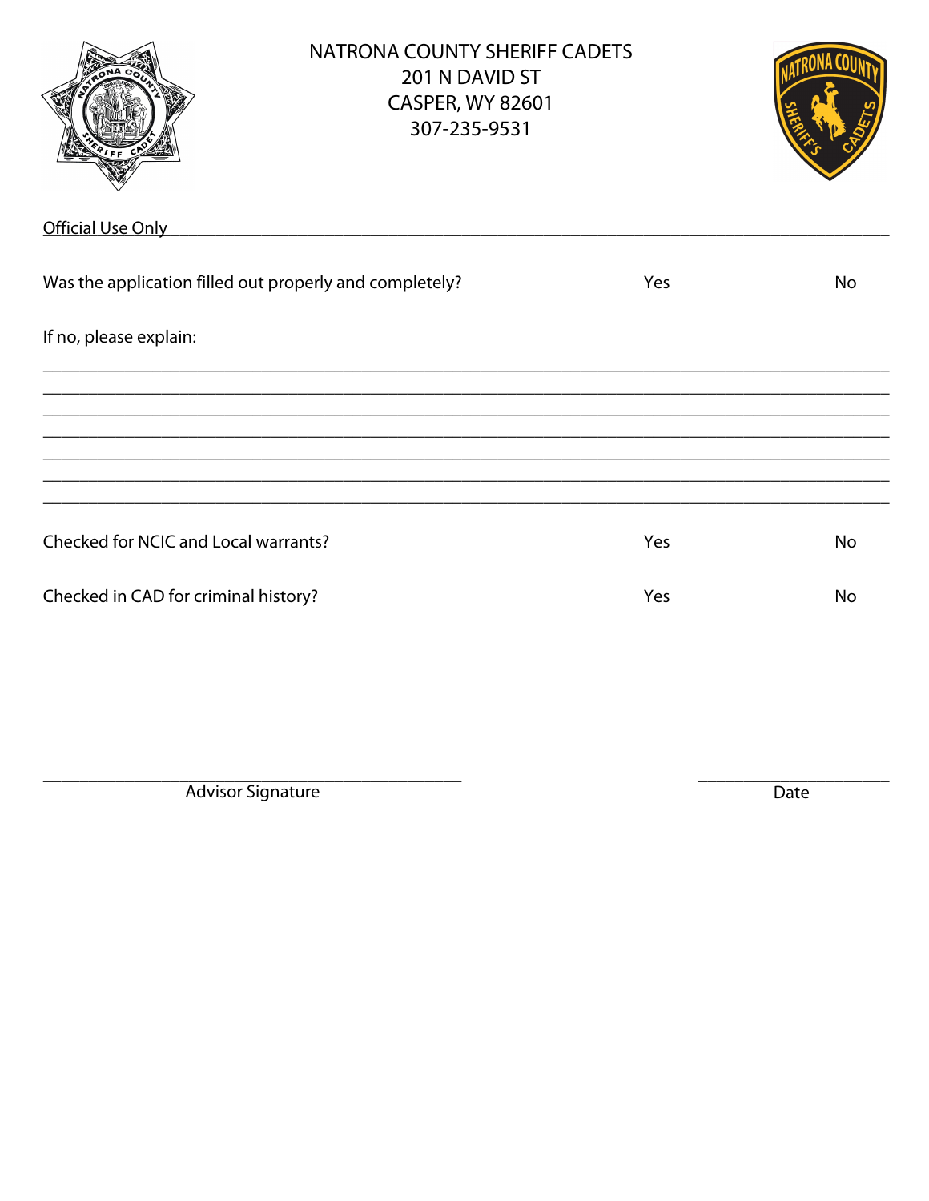NATRONA COUNTY SHERIFF CADETS
201 N DAVID ST
CASPER, WY 82601
307-235-9531

Official Use Only

Was the application filled out properly and completely? Yes No

If no, please explain:

______________________________________________________________________________
______________________________________________________________________________
______________________________________________________________________________
______________________________________________________________________________
______________________________________________________________________________
______________________________________________________________________________
______________________________________________________________________________

Checked for NCIC and Local warrants? Yes No

Checked in CAD for criminal history? Yes No

______________________________________ ______________________
Advisor Signature Date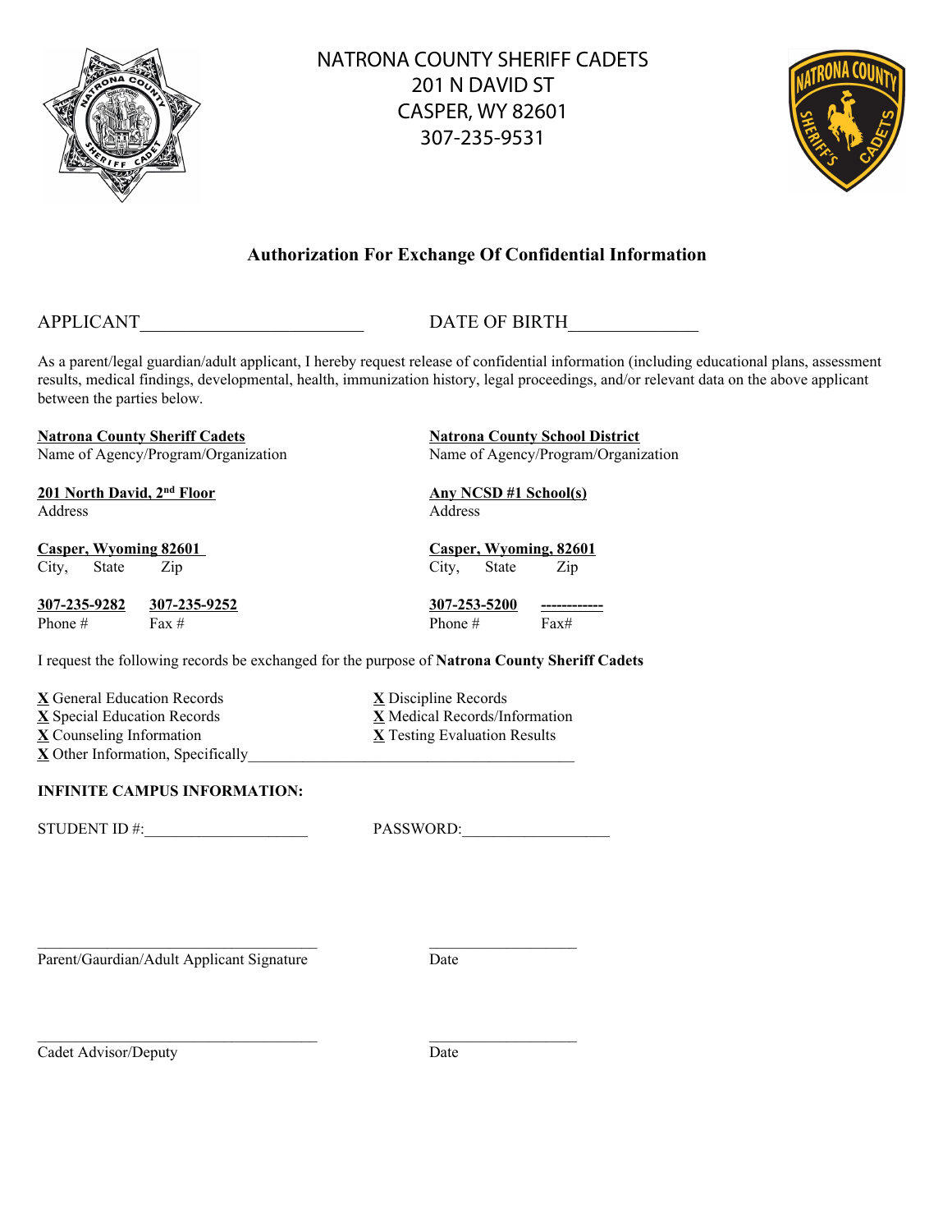NATRONA COUNTY SHERIFF CADETS
201 N DAVID ST
CASPER, WY 82601
307-235-9531

## Authorization For Exchange Of Confidential Information

APPLICANT________________________ DATE OF BIRTH______________

As a parent/legal guardian/adult applicant, I hereby request release of confidential information (including educational plans, assessment results, medical findings, developmental, health, immunization history, legal proceedings, and/or relevant data on the above applicant between the parties below.

**Natrona County Sheriff Cadets**
Name of Agency/Program/Organization

**201 North David, 2nd Floor**
Address

**Casper, Wyoming 82601**
City, State Zip

**307-235-9282** **307-235-9252**
Phone # Fax #

**Natrona County School District**
Name of Agency/Program/Organization

**Any NCSD #1 School(s)**
Address

**Casper, Wyoming, 82601**
City, State Zip

**307-253-5200** **------------**
Phone # Fax#

I request the following records be exchanged for the purpose of **Natrona County Sheriff Cadets**

**X** General Education Records
**X** Special Education Records
**X** Counseling Information
**X** Discipline Records
**X** Medical Records/Information
**X** Testing Evaluation Results
**X** Other Information, Specifically__________________________________________

**INFINITE CAMPUS INFORMATION:**

STUDENT ID #:____________________ PASSWORD:__________________

____________________________________ __________________
Parent/Gaurdian/Adult Applicant Signature Date

____________________________________ __________________
Cadet Advisor/Deputy Date